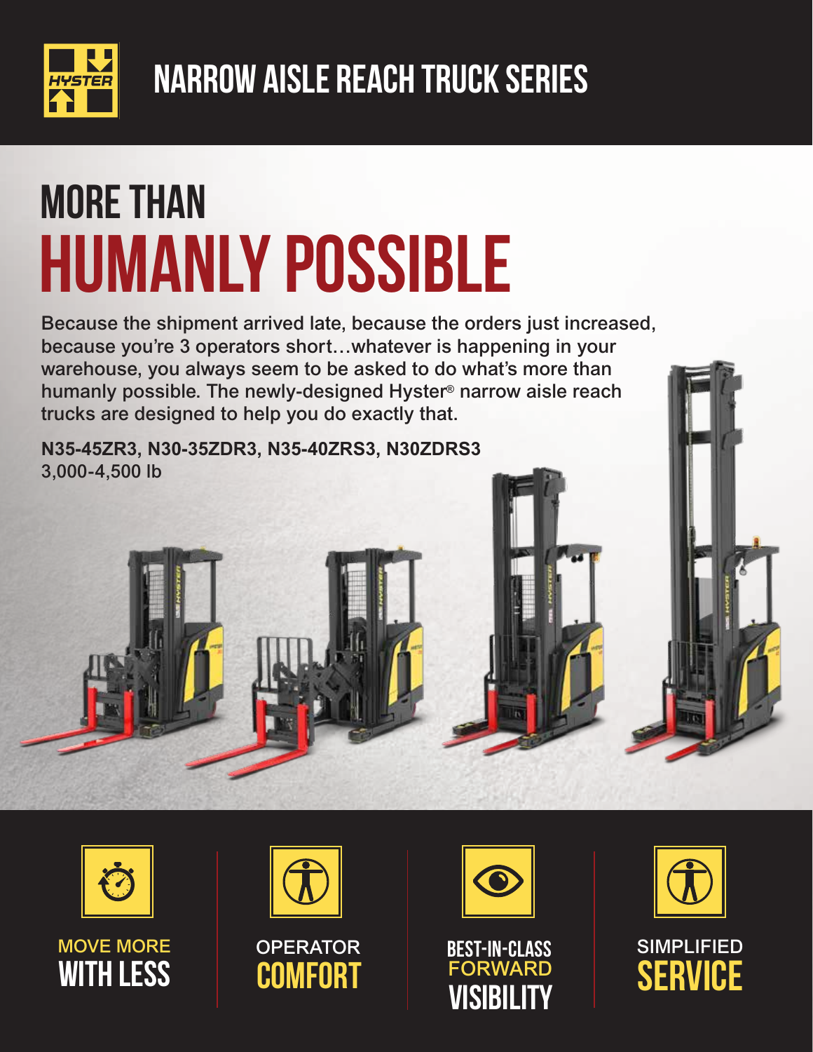# NARROW AISLE REACH TRUCK SERIES

# MORE THAN HUMANLY POSSIBLE

**Because the shipment arrived late, because the orders just increased, because you're 3 operators short…whatever is happening in your warehouse, you always seem to be asked to do what's more than humanly possible. The newly-designed Hyster® narrow aisle reach trucks are designed to help you do exactly that.**

**N35-45ZR3, N30-35ZDR3, N35-40ZRS3, N30ZDRS3**
3,000-4,500 lb

MOVE MORE **WITH LESS**

OPERATOR **COMFORT**

**BEST-IN-CLASS** FORWARD **VISIBILITY**

SIMPLIFIED **SERVICE**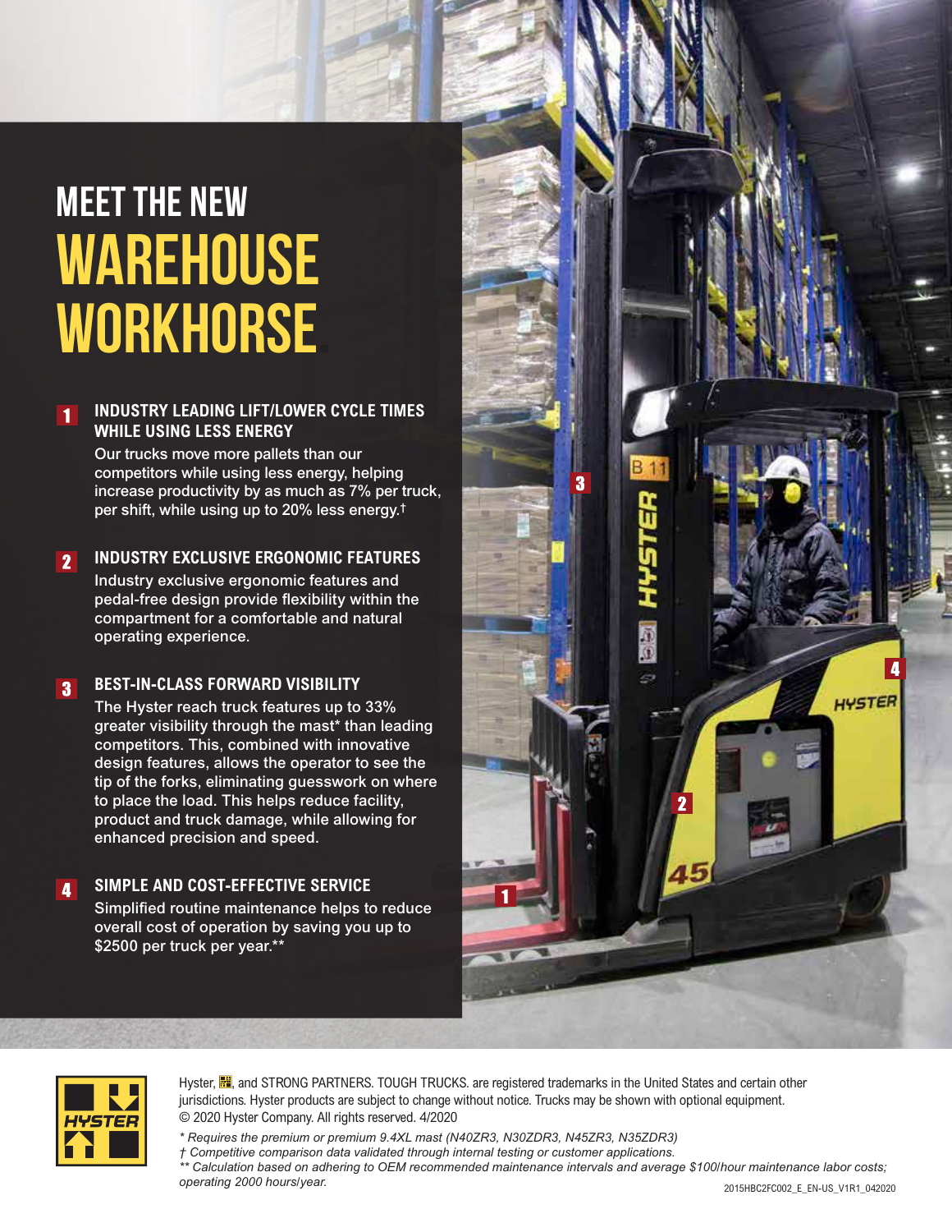# MEET THE NEW WAREHOUSE WORKHORSE

### 1 INDUSTRY LEADING LIFT/LOWER CYCLE TIMES WHILE USING LESS ENERGY

Our trucks move more pallets than our competitors while using less energy, helping increase productivity by as much as 7% per truck, per shift, while using up to 20% less energy.†

### 2 INDUSTRY EXCLUSIVE ERGONOMIC FEATURES

Industry exclusive ergonomic features and pedal-free design provide flexibility within the compartment for a comfortable and natural operating experience.

### 3 BEST-IN-CLASS FORWARD VISIBILITY

The Hyster reach truck features up to 33% greater visibility through the mast* than leading competitors. This, combined with innovative design features, allows the operator to see the tip of the forks, eliminating guesswork on where to place the load. This helps reduce facility, product and truck damage, while allowing for enhanced precision and speed.

### 4 SIMPLE AND COST-EFFECTIVE SERVICE

Simplified routine maintenance helps to reduce overall cost of operation by saving you up to $2500 per truck per year.**

Hyster, and STRONG PARTNERS. TOUGH TRUCKS. are registered trademarks in the United States and certain other jurisdictions. Hyster products are subject to change without notice. Trucks may be shown with optional equipment. © 2020 Hyster Company. All rights reserved. 4/2020

*\* Requires the premium or premium 9.4XL mast (N40ZR3, N30ZDR3, N45ZR3, N35ZDR3)*

*† Competitive comparison data validated through internal testing or customer applications.*

*\*\* Calculation based on adhering to OEM recommended maintenance intervals and average $100/hour maintenance labor costs; operating 2000 hours/year.*

2015HBC2FC002_E_EN-US_V1R1_042020